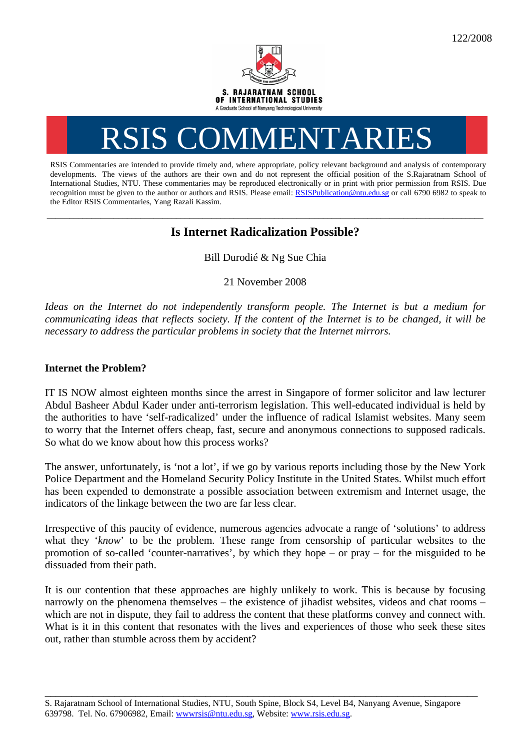122/2008

S. RAJARATNAM SCHOOL OF INTERNATIONAL STUDIES
A Graduate School of Nanyang Technological University

# RSIS COMMENTARIES

RSIS Commentaries are intended to provide timely and, where appropriate, policy relevant background and analysis of contemporary developments. The views of the authors are their own and do not represent the official position of the S.Rajaratnam School of International Studies, NTU. These commentaries may be reproduced electronically or in print with prior permission from RSIS. Due recognition must be given to the author or authors and RSIS. Please email: RSISPublication@ntu.edu.sg or call 6790 6982 to speak to the Editor RSIS Commentaries, Yang Razali Kassim.

---

## Is Internet Radicalization Possible?

Bill Durodié & Ng Sue Chia

21 November 2008

*Ideas on the Internet do not independently transform people. The Internet is but a medium for communicating ideas that reflects society. If the content of the Internet is to be changed, it will be necessary to address the particular problems in society that the Internet mirrors.*

**Internet the Problem?**

IT IS NOW almost eighteen months since the arrest in Singapore of former solicitor and law lecturer Abdul Basheer Abdul Kader under anti-terrorism legislation. This well-educated individual is held by the authorities to have 'self-radicalized' under the influence of radical Islamist websites. Many seem to worry that the Internet offers cheap, fast, secure and anonymous connections to supposed radicals. So what do we know about how this process works?

The answer, unfortunately, is 'not a lot', if we go by various reports including those by the New York Police Department and the Homeland Security Policy Institute in the United States. Whilst much effort has been expended to demonstrate a possible association between extremism and Internet usage, the indicators of the linkage between the two are far less clear.

Irrespective of this paucity of evidence, numerous agencies advocate a range of 'solutions' to address what they '*know*' to be the problem. These range from censorship of particular websites to the promotion of so-called 'counter-narratives', by which they hope – or pray – for the misguided to be dissuaded from their path.

It is our contention that these approaches are highly unlikely to work. This is because by focusing narrowly on the phenomena themselves – the existence of jihadist websites, videos and chat rooms – which are not in dispute, they fail to address the content that these platforms convey and connect with. What is it in this content that resonates with the lives and experiences of those who seek these sites out, rather than stumble across them by accident?

---

S. Rajaratnam School of International Studies, NTU, South Spine, Block S4, Level B4, Nanyang Avenue, Singapore 639798. Tel. No. 67906982, Email: wwwrsis@ntu.edu.sg, Website: www.rsis.edu.sg.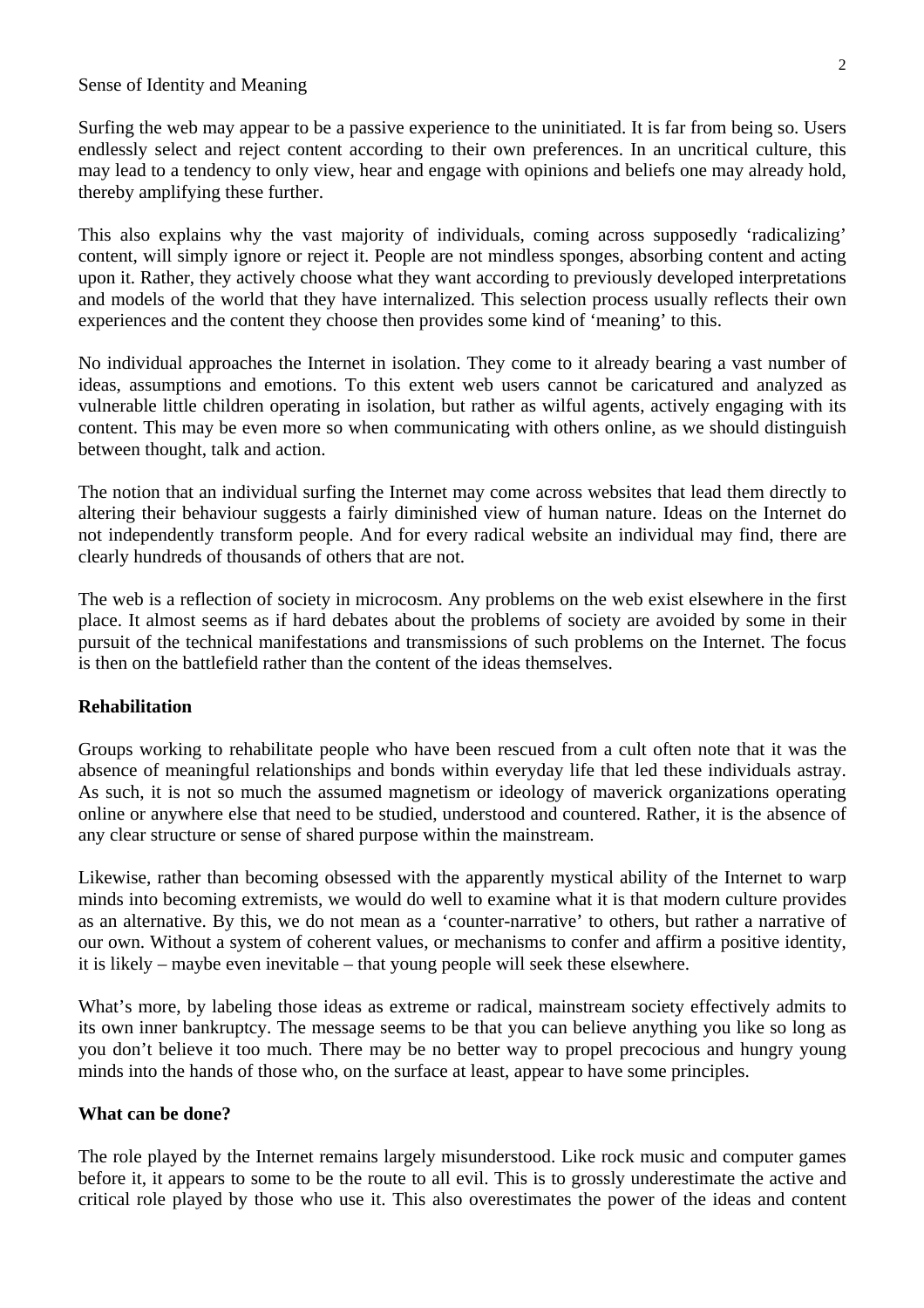Sense of Identity and Meaning

Surfing the web may appear to be a passive experience to the uninitiated. It is far from being so. Users endlessly select and reject content according to their own preferences. In an uncritical culture, this may lead to a tendency to only view, hear and engage with opinions and beliefs one may already hold, thereby amplifying these further.

This also explains why the vast majority of individuals, coming across supposedly 'radicalizing' content, will simply ignore or reject it. People are not mindless sponges, absorbing content and acting upon it. Rather, they actively choose what they want according to previously developed interpretations and models of the world that they have internalized. This selection process usually reflects their own experiences and the content they choose then provides some kind of 'meaning' to this.

No individual approaches the Internet in isolation. They come to it already bearing a vast number of ideas, assumptions and emotions. To this extent web users cannot be caricatured and analyzed as vulnerable little children operating in isolation, but rather as wilful agents, actively engaging with its content. This may be even more so when communicating with others online, as we should distinguish between thought, talk and action.

The notion that an individual surfing the Internet may come across websites that lead them directly to altering their behaviour suggests a fairly diminished view of human nature. Ideas on the Internet do not independently transform people. And for every radical website an individual may find, there are clearly hundreds of thousands of others that are not.

The web is a reflection of society in microcosm. Any problems on the web exist elsewhere in the first place. It almost seems as if hard debates about the problems of society are avoided by some in their pursuit of the technical manifestations and transmissions of such problems on the Internet. The focus is then on the battlefield rather than the content of the ideas themselves.

**Rehabilitation**

Groups working to rehabilitate people who have been rescued from a cult often note that it was the absence of meaningful relationships and bonds within everyday life that led these individuals astray. As such, it is not so much the assumed magnetism or ideology of maverick organizations operating online or anywhere else that need to be studied, understood and countered. Rather, it is the absence of any clear structure or sense of shared purpose within the mainstream.

Likewise, rather than becoming obsessed with the apparently mystical ability of the Internet to warp minds into becoming extremists, we would do well to examine what it is that modern culture provides as an alternative. By this, we do not mean as a 'counter-narrative' to others, but rather a narrative of our own. Without a system of coherent values, or mechanisms to confer and affirm a positive identity, it is likely – maybe even inevitable – that young people will seek these elsewhere.

What's more, by labeling those ideas as extreme or radical, mainstream society effectively admits to its own inner bankruptcy. The message seems to be that you can believe anything you like so long as you don't believe it too much. There may be no better way to propel precocious and hungry young minds into the hands of those who, on the surface at least, appear to have some principles.

**What can be done?**

The role played by the Internet remains largely misunderstood. Like rock music and computer games before it, it appears to some to be the route to all evil. This is to grossly underestimate the active and critical role played by those who use it. This also overestimates the power of the ideas and content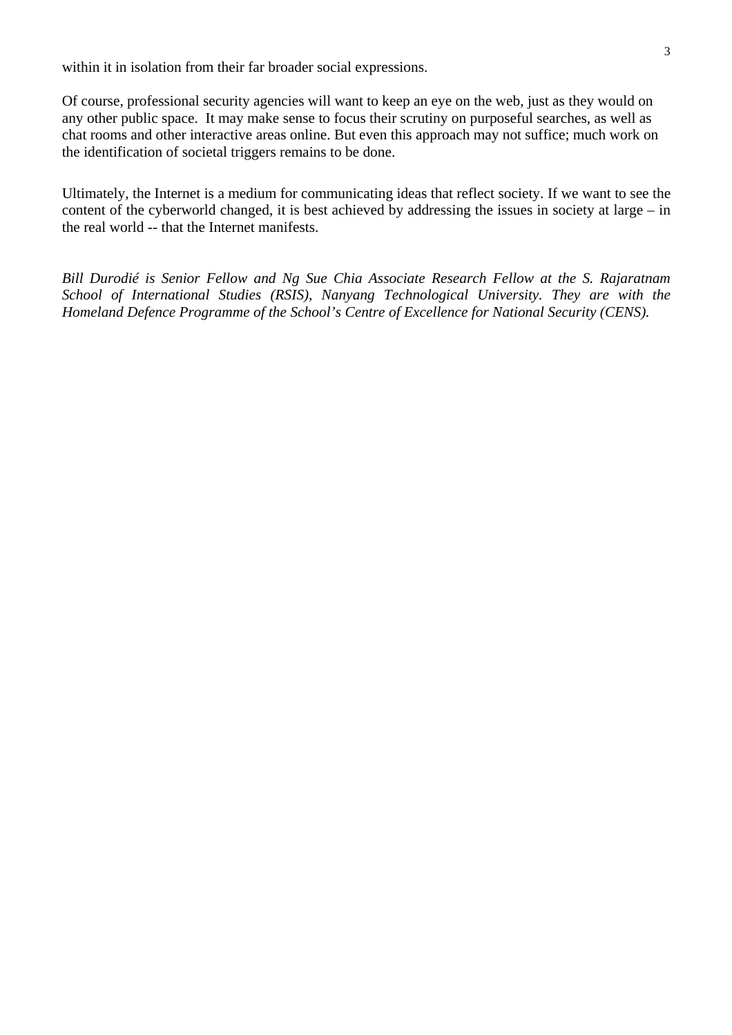within it in isolation from their far broader social expressions.

Of course, professional security agencies will want to keep an eye on the web, just as they would on any other public space. It may make sense to focus their scrutiny on purposeful searches, as well as chat rooms and other interactive areas online. But even this approach may not suffice; much work on the identification of societal triggers remains to be done.

Ultimately, the Internet is a medium for communicating ideas that reflect society. If we want to see the content of the cyberworld changed, it is best achieved by addressing the issues in society at large – in the real world -- that the Internet manifests.

*Bill Durodié is Senior Fellow and Ng Sue Chia Associate Research Fellow at the S. Rajaratnam School of International Studies (RSIS), Nanyang Technological University. They are with the Homeland Defence Programme of the School's Centre of Excellence for National Security (CENS).*